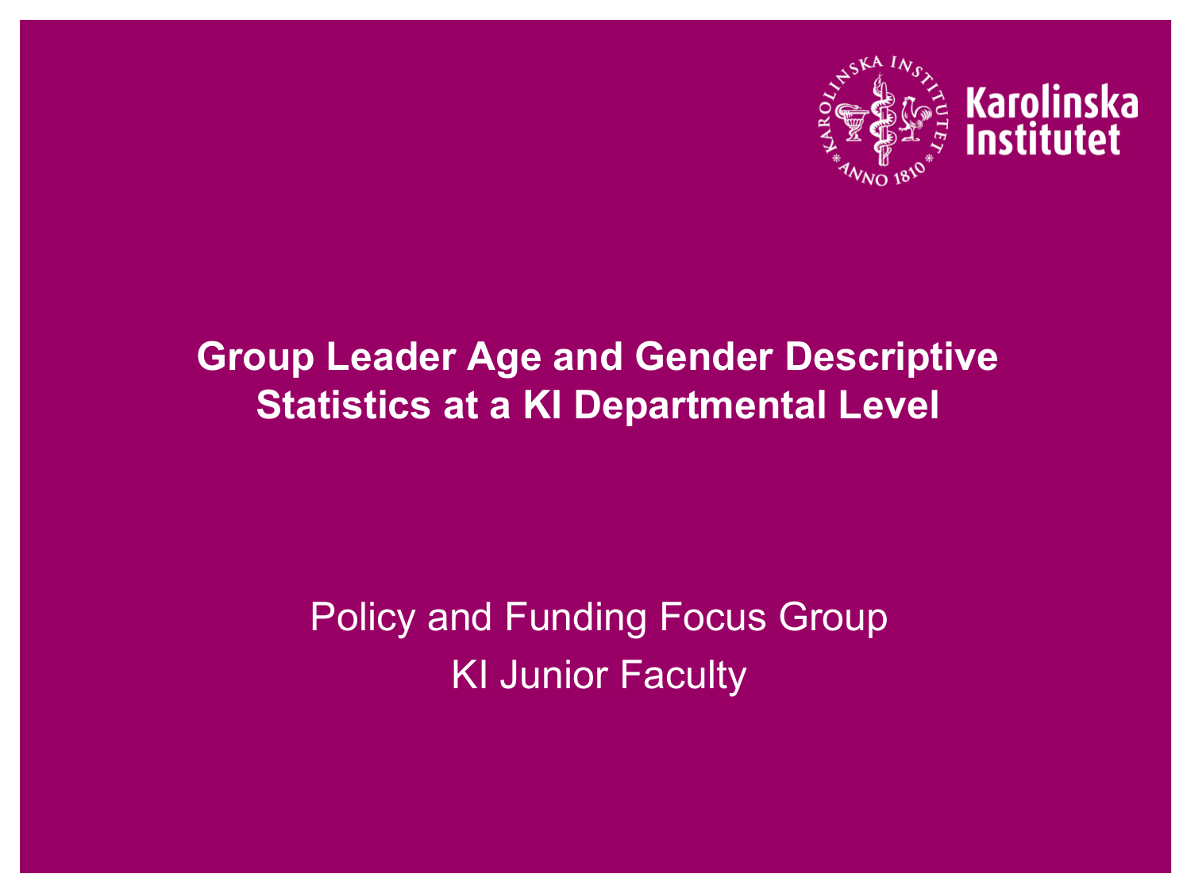# Group Leader Age and Gender Descriptive Statistics at a KI Departmental Level

Policy and Funding Focus Group

KI Junior Faculty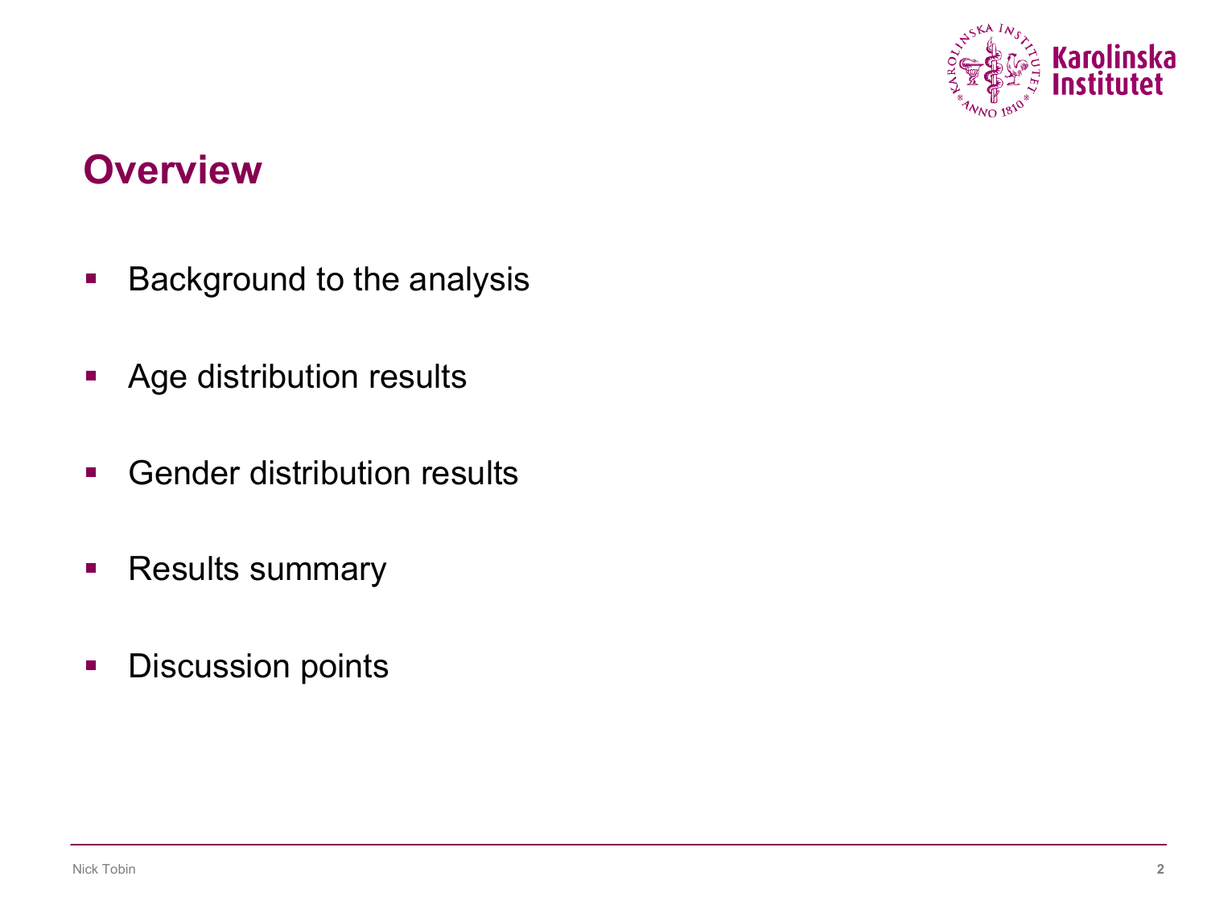# Overview

- Background to the analysis
- Age distribution results
- Gender distribution results
- Results summary
- Discussion points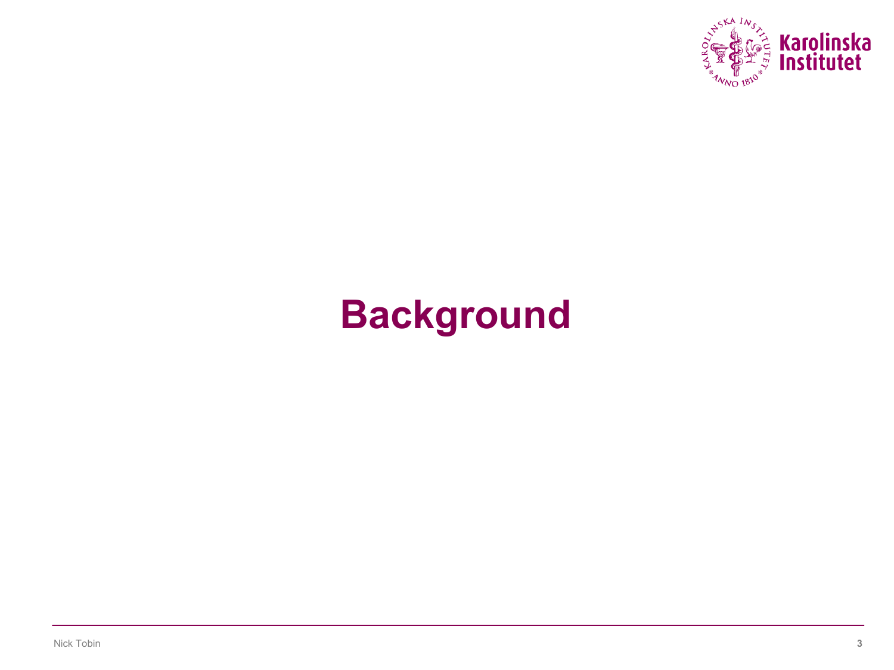# Background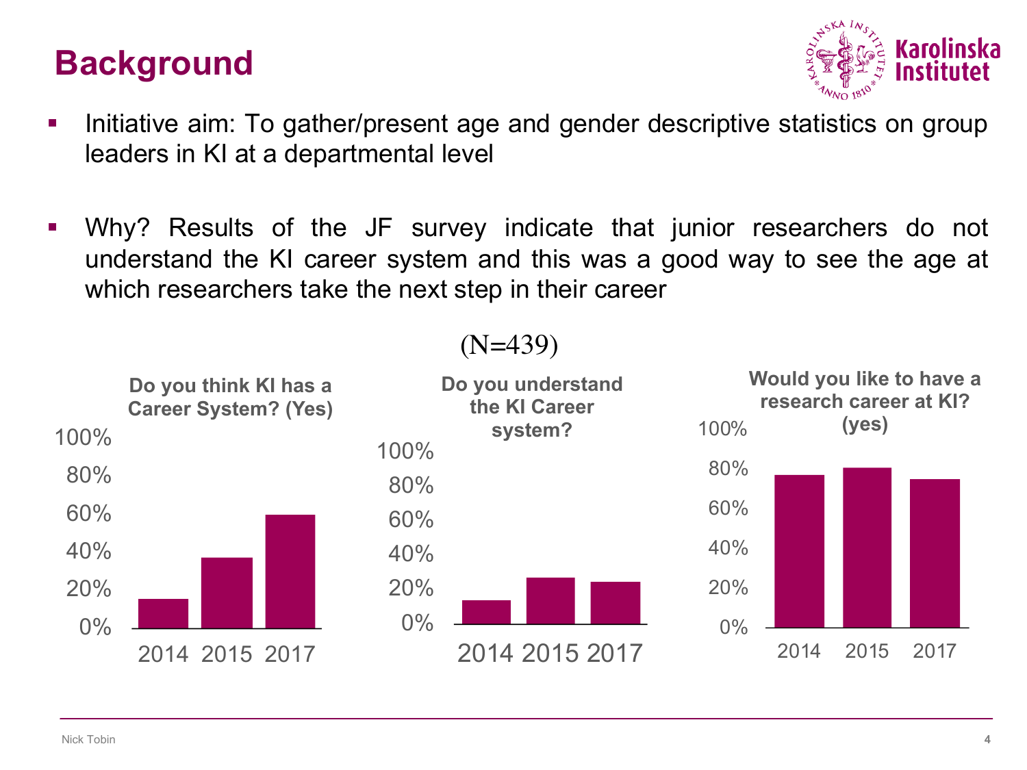# Background

- Initiative aim: To gather/present age and gender descriptive statistics on group leaders in KI at a departmental level
- Why? Results of the JF survey indicate that junior researchers do not understand the KI career system and this was a good way to see the age at which researchers take the next step in their career

(N=439)

**Do you think KI has a Career System? (Yes)**

100%
80%
60%
40%
20%
0%

2014 2015 2017

**Do you understand the KI Career system?**

100%
80%
60%
40%
20%
0%

2014 2015 2017

**Would you like to have a research career at KI? (yes)**

100%
80%
60%
40%
20%
0%

2014 2015 2017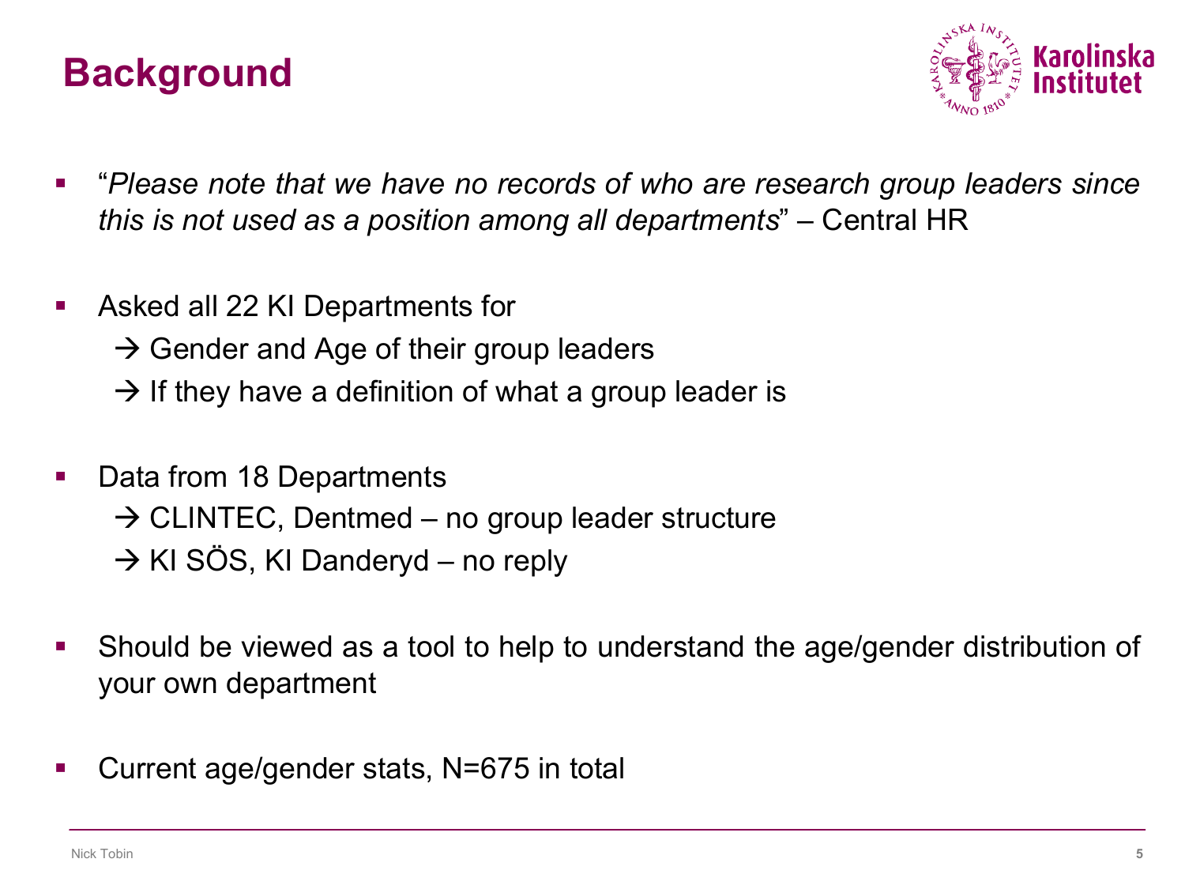# Background

- "*Please note that we have no records of who are research group leaders since this is not used as a position among all departments*" – Central HR

- Asked all 22 KI Departments for
  - → Gender and Age of their group leaders
  - → If they have a definition of what a group leader is

- Data from 18 Departments
  - → CLINTEC, Dentmed – no group leader structure
  - → KI SÖS, KI Danderyd – no reply

- Should be viewed as a tool to help to understand the age/gender distribution of your own department

- Current age/gender stats, N=675 in total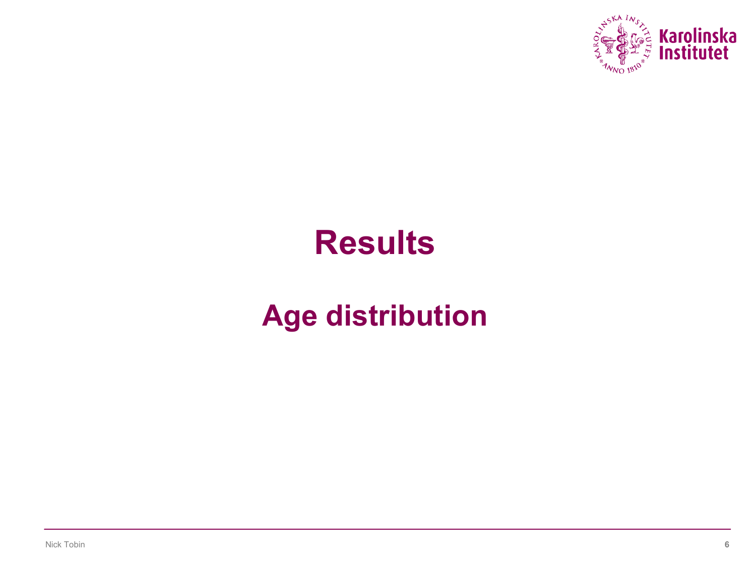# Results

## Age distribution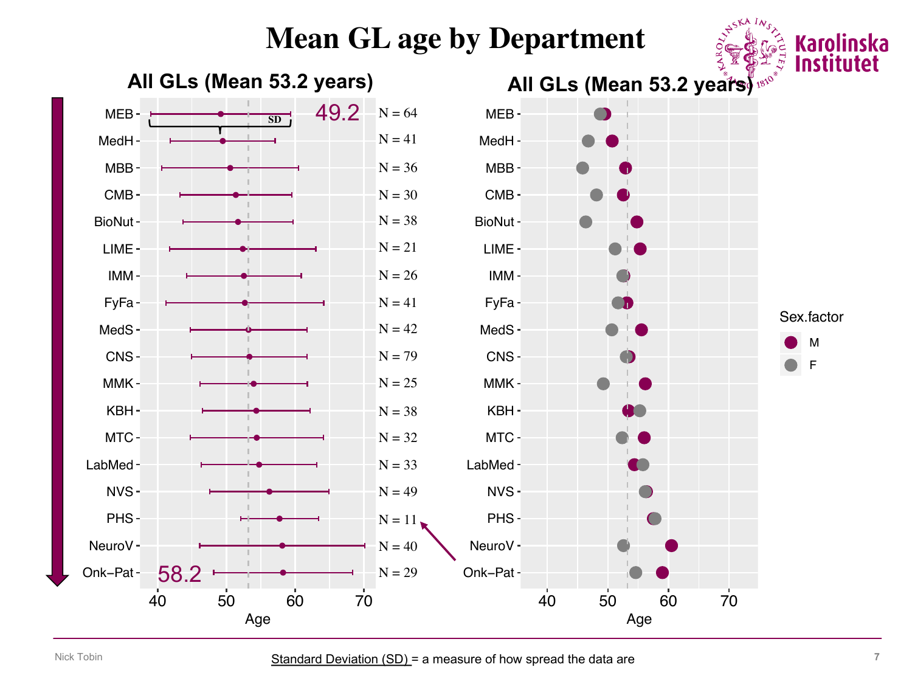# Mean GL age by Department

## All GLs (Mean 53.2 years)

| Department | N |
|---|---|
| MEB | N = 64 |
| MedH | N = 41 |
| MBB | N = 36 |
| CMB | N = 30 |
| BioNut | N = 38 |
| LIME | N = 21 |
| IMM | N = 26 |
| FyFa | N = 41 |
| MedS | N = 42 |
| CNS | N = 79 |
| MMK | N = 25 |
| KBH | N = 38 |
| MTC | N = 32 |
| LabMed | N = 33 |
| NVS | N = 49 |
| PHS | N = 11 |
| NeuroV | N = 40 |
| Onk−Pat | N = 29 |

49.2

58.2

SD

Age

## All GLs (Mean 53.2 years)

Sex.factor: M, F

Age

Standard Deviation (SD) = a measure of how spread the data are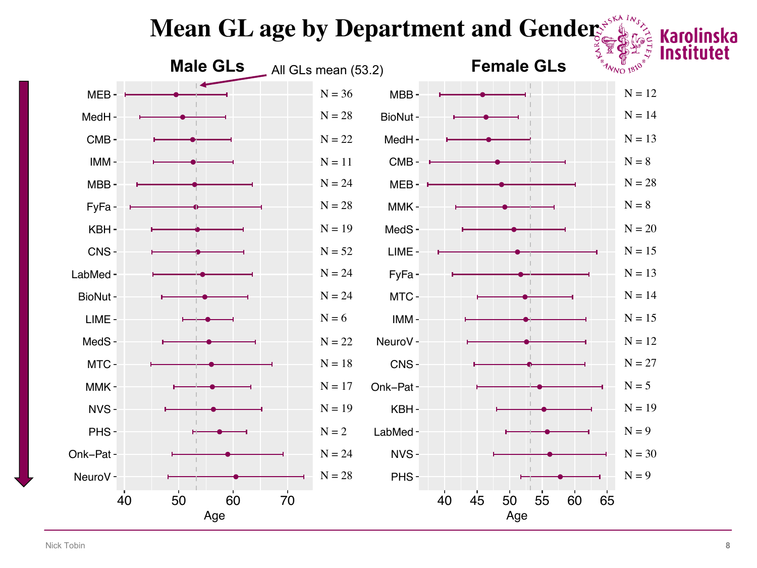# Mean GL age by Department and Gender

## Male GLs

All GLs mean (53.2)

| Department | N |
|---|---|
| MEB | N = 36 |
| MedH | N = 28 |
| CMB | N = 22 |
| IMM | N = 11 |
| MBB | N = 24 |
| FyFa | N = 28 |
| KBH | N = 19 |
| CNS | N = 52 |
| LabMed | N = 24 |
| BioNut | N = 24 |
| LIME | N = 6 |
| MedS | N = 22 |
| MTC | N = 18 |
| MMK | N = 17 |
| NVS | N = 19 |
| PHS | N = 2 |
| Onk−Pat | N = 24 |
| NeuroV | N = 28 |

Age: 40, 50, 60, 70

## Female GLs

| Department | N |
|---|---|
| MBB | N = 12 |
| BioNut | N = 14 |
| MedH | N = 13 |
| CMB | N = 8 |
| MEB | N = 28 |
| MMK | N = 8 |
| MedS | N = 20 |
| LIME | N = 15 |
| FyFa | N = 13 |
| MTC | N = 14 |
| IMM | N = 15 |
| NeuroV | N = 12 |
| CNS | N = 27 |
| Onk−Pat | N = 5 |
| KBH | N = 19 |
| LabMed | N = 9 |
| NVS | N = 30 |
| PHS | N = 9 |

Age: 40, 45, 50, 55, 60, 65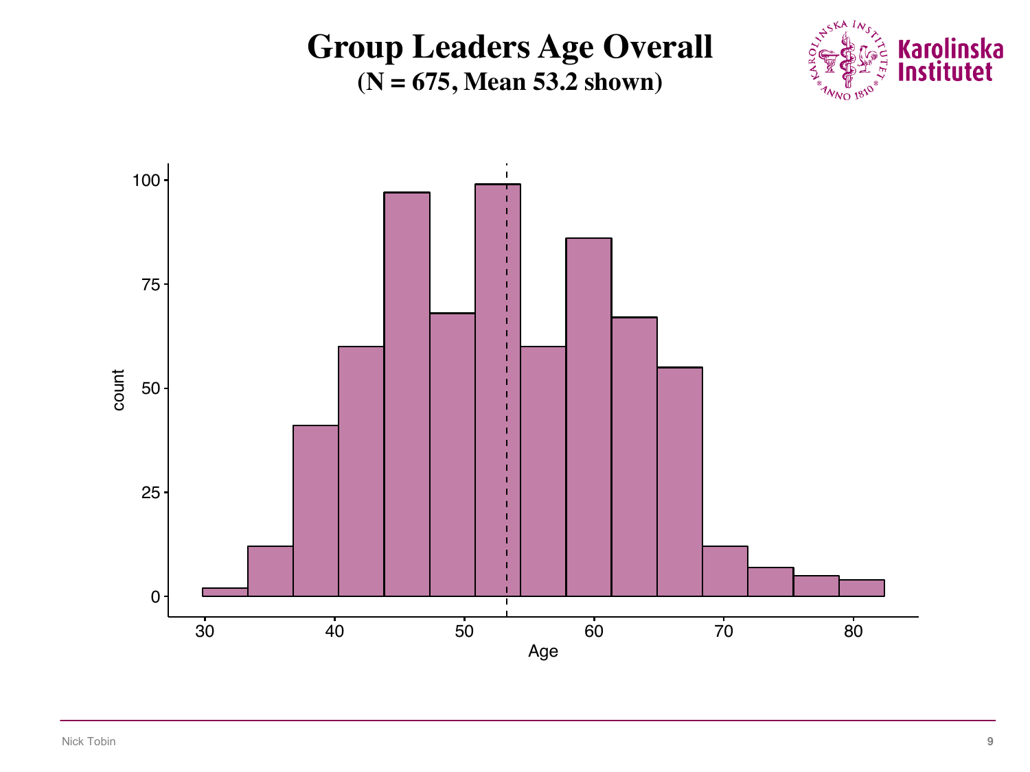# Group Leaders Age Overall

**(N = 675, Mean 53.2 shown)**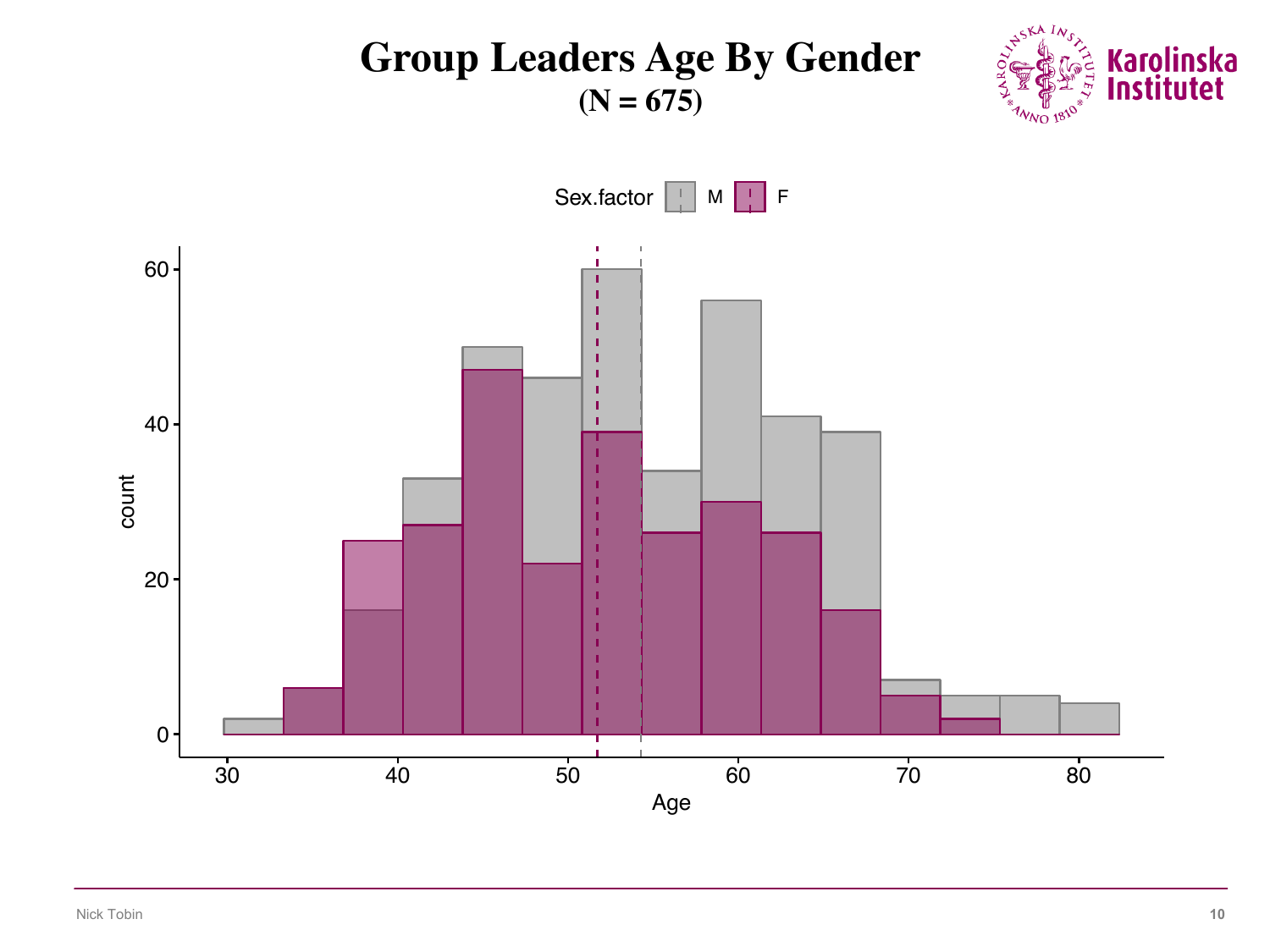# Group Leaders Age By Gender

**(N = 675)**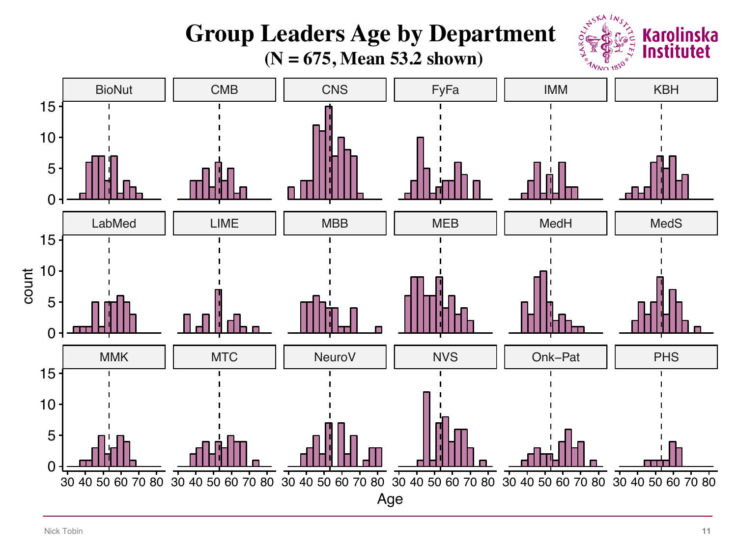# Group Leaders Age by Department

**(N = 675, Mean 53.2 shown)**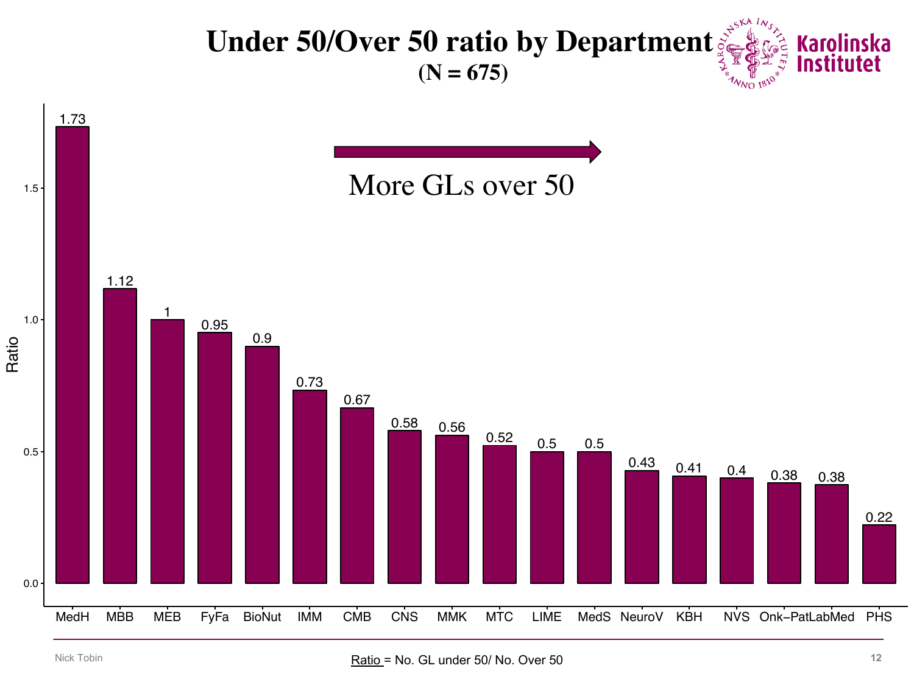# Under 50/Over 50 ratio by Department

**(N = 675)**

More GLs over 50 →

| Department | Ratio |
|---|---|
| MedH | 1.73 |
| MBB | 1.12 |
| MEB | 1 |
| FyFa | 0.95 |
| BioNut | 0.9 |
| IMM | 0.73 |
| CMB | 0.67 |
| CNS | 0.58 |
| MMK | 0.56 |
| MTC | 0.52 |
| LIME | 0.5 |
| MedS | 0.5 |
| NeuroV | 0.43 |
| KBH | 0.41 |
| NVS | 0.4 |
| Onk−Pat | 0.38 |
| LabMed | 0.38 |
| PHS | 0.22 |

Ratio = No. GL under 50/ No. Over 50

Nick Tobin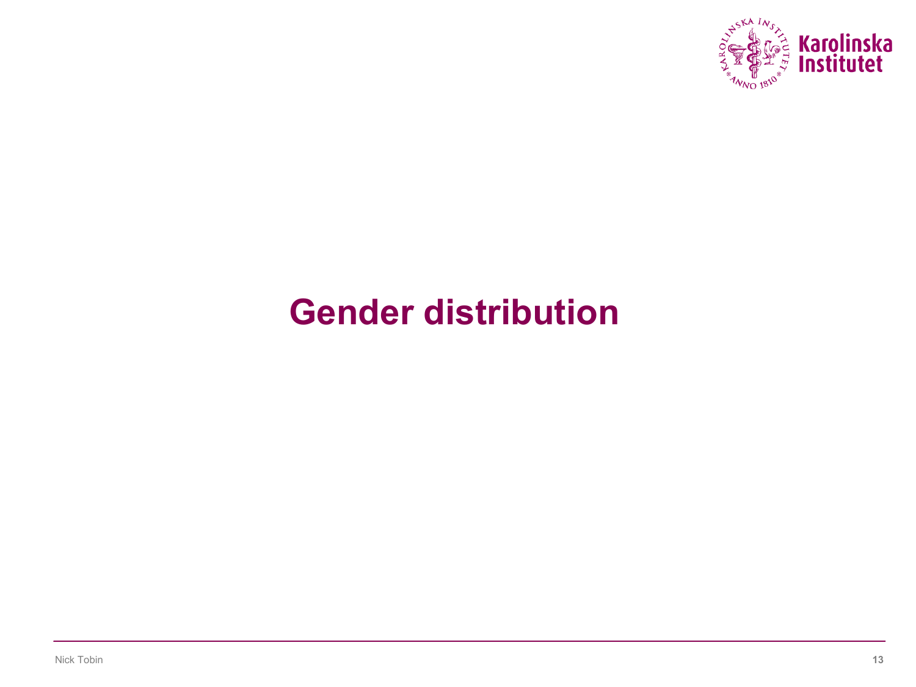# Gender distribution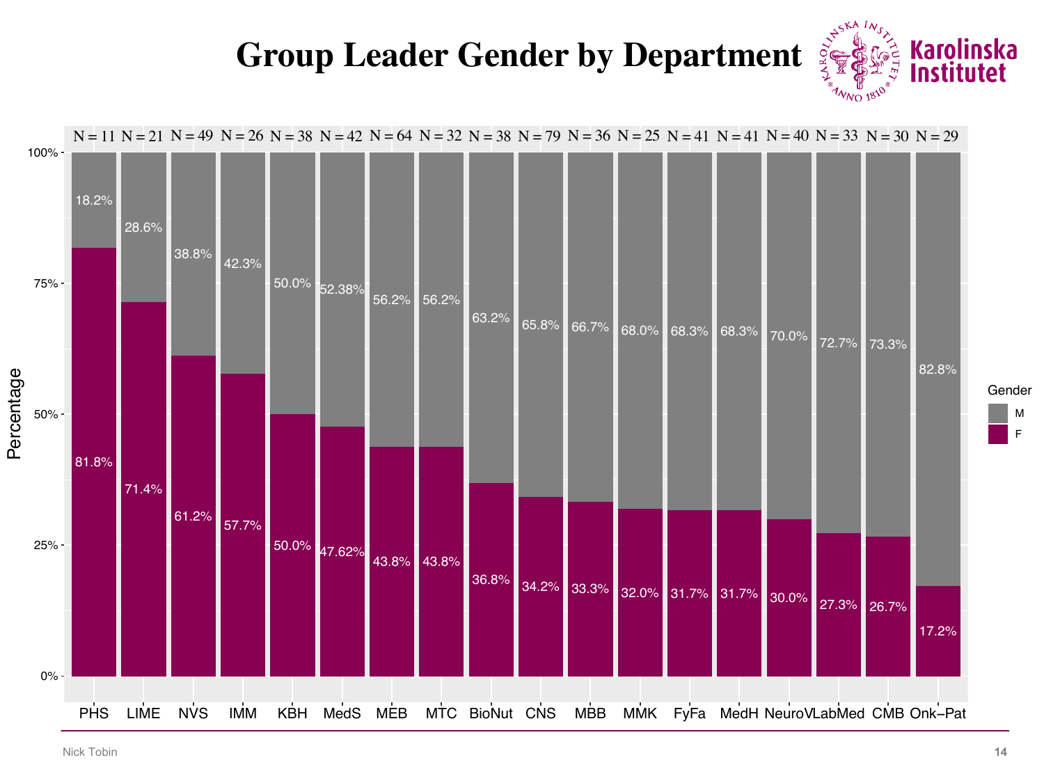# Group Leader Gender by Department

| Department | N | F | M |
|---|---|---|---|
| PHS | 11 | 81.8% | 18.2% |
| LIME | 21 | 71.4% | 28.6% |
| NVS | 49 | 61.2% | 38.8% |
| IMM | 26 | 57.7% | 42.3% |
| KBH | 38 | 50.0% | 50.0% |
| MedS | 42 | 47.62% | 52.38% |
| MEB | 64 | 43.8% | 56.2% |
| MTC | 32 | 43.8% | 56.2% |
| BioNut | 38 | 36.8% | 63.2% |
| CNS | 79 | 34.2% | 65.8% |
| MBB | 36 | 33.3% | 66.7% |
| MMK | 25 | 32.0% | 68.0% |
| FyFa | 41 | 31.7% | 68.3% |
| MedH | 41 | 31.7% | 68.3% |
| NeuroV | 40 | 30.0% | 70.0% |
| LabMed | 33 | 27.3% | 72.7% |
| CMB | 30 | 26.7% | 73.3% |
| Onk–Pat | 29 | 17.2% | 82.8% |

Nick Tobin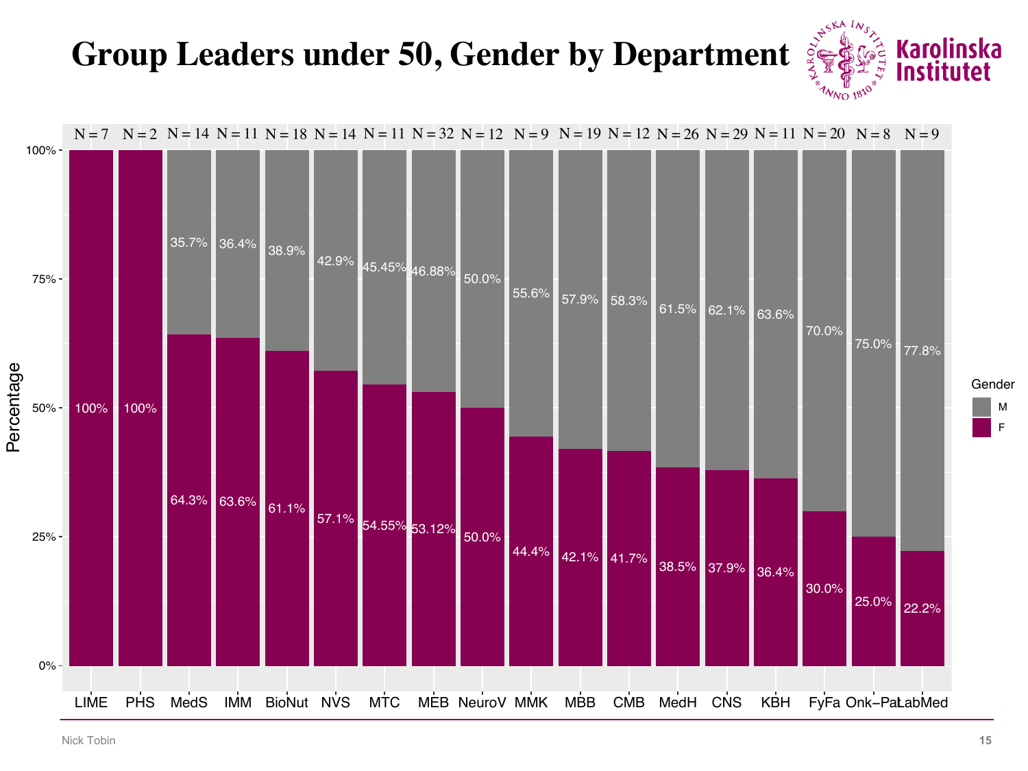# Group Leaders under 50, Gender by Department

| Department | N | F | M |
|---|---|---|---|
| LIME | 7 | 100% | |
| PHS | 2 | 100% | |
| MedS | 14 | 64.3% | 35.7% |
| IMM | 11 | 63.6% | 36.4% |
| BioNut | 18 | 61.1% | 38.9% |
| NVS | 14 | 57.1% | 42.9% |
| MTC | 11 | 54.55% | 45.45% |
| MEB | 32 | 53.12% | 46.88% |
| NeuroV | 12 | 50.0% | 50.0% |
| MMK | 9 | 44.4% | 55.6% |
| MBB | 19 | 42.1% | 57.9% |
| CMB | 12 | 41.7% | 58.3% |
| MedH | 26 | 38.5% | 61.5% |
| CNS | 29 | 37.9% | 62.1% |
| KBH | 11 | 36.4% | 63.6% |
| FyFa | 20 | 30.0% | 70.0% |
| Onk−Pat | 8 | 25.0% | 75.0% |
| LabMed | 9 | 22.2% | 77.8% |

Nick Tobin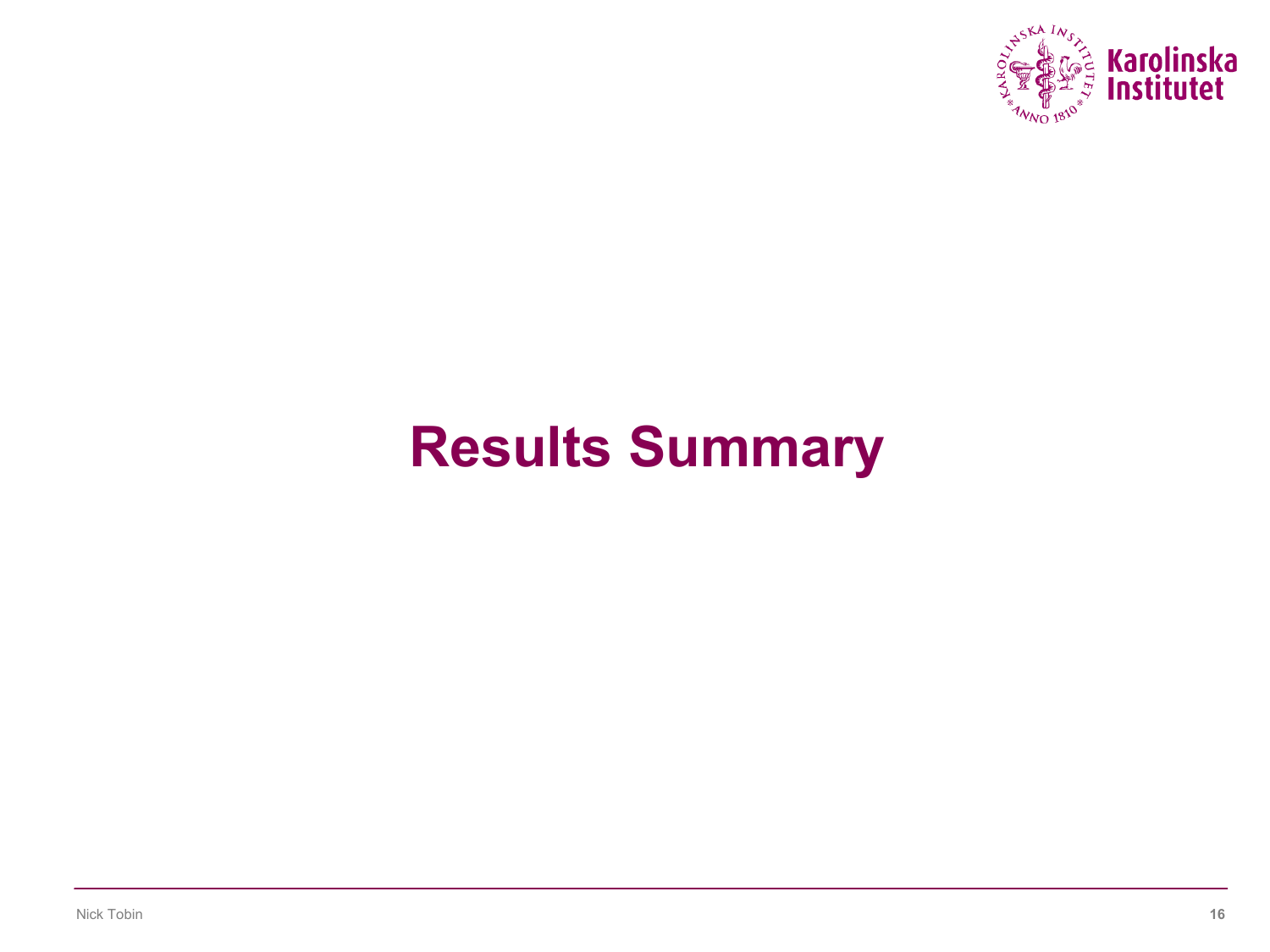# Results Summary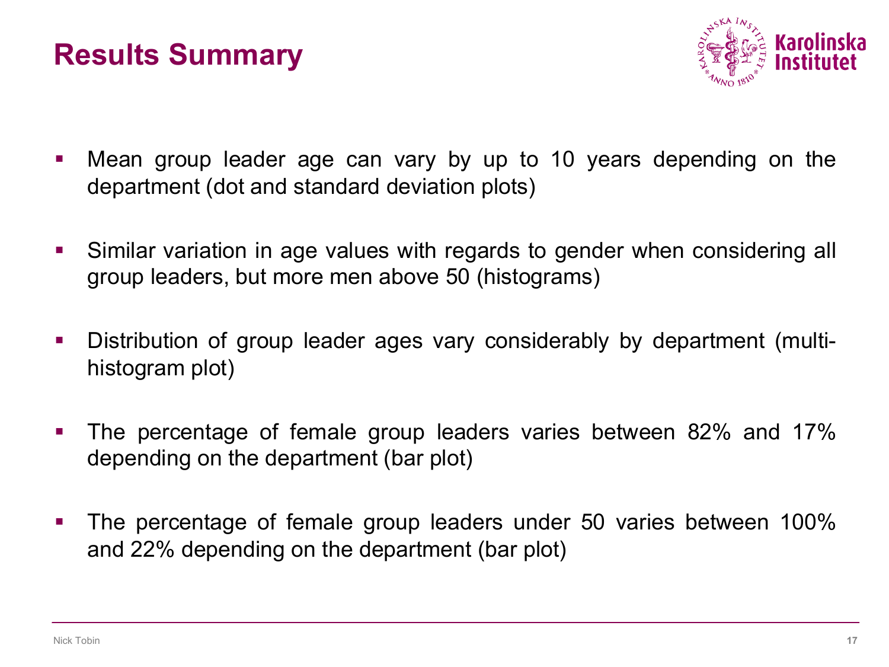# Results Summary

- Mean group leader age can vary by up to 10 years depending on the department (dot and standard deviation plots)
- Similar variation in age values with regards to gender when considering all group leaders, but more men above 50 (histograms)
- Distribution of group leader ages vary considerably by department (multi-histogram plot)
- The percentage of female group leaders varies between 82% and 17% depending on the department (bar plot)
- The percentage of female group leaders under 50 varies between 100% and 22% depending on the department (bar plot)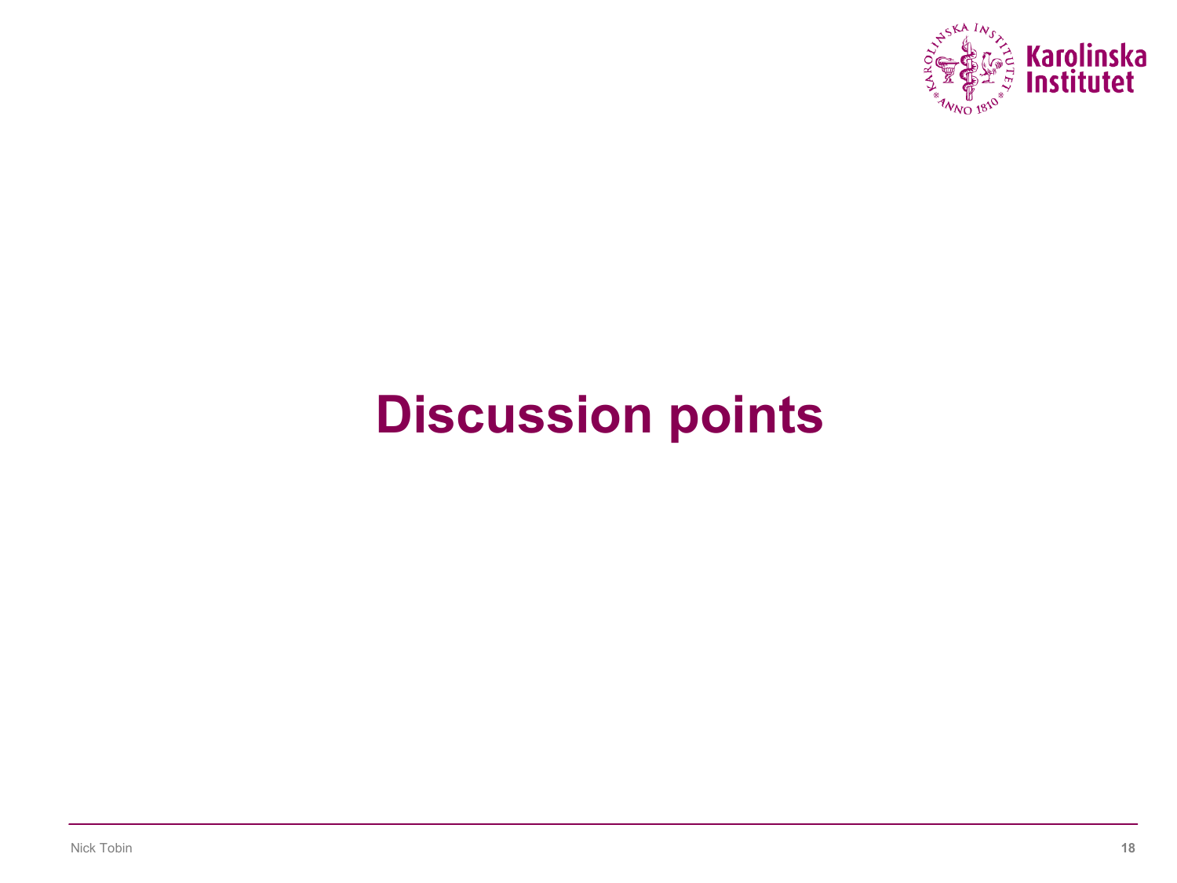# Discussion points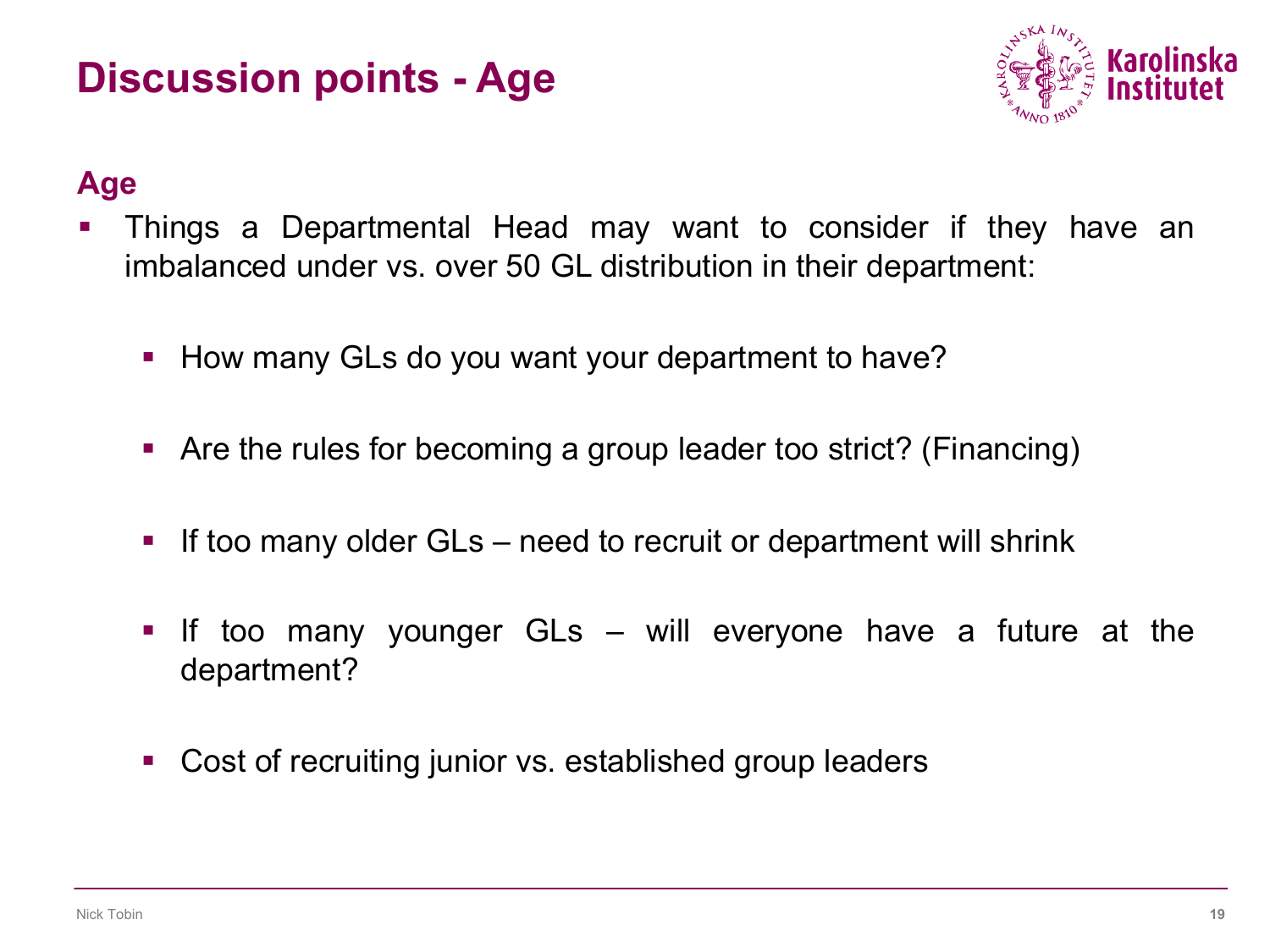# Discussion points - Age

## Age

- Things a Departmental Head may want to consider if they have an imbalanced under vs. over 50 GL distribution in their department:
  - How many GLs do you want your department to have?
  - Are the rules for becoming a group leader too strict? (Financing)
  - If too many older GLs – need to recruit or department will shrink
  - If too many younger GLs – will everyone have a future at the department?
  - Cost of recruiting junior vs. established group leaders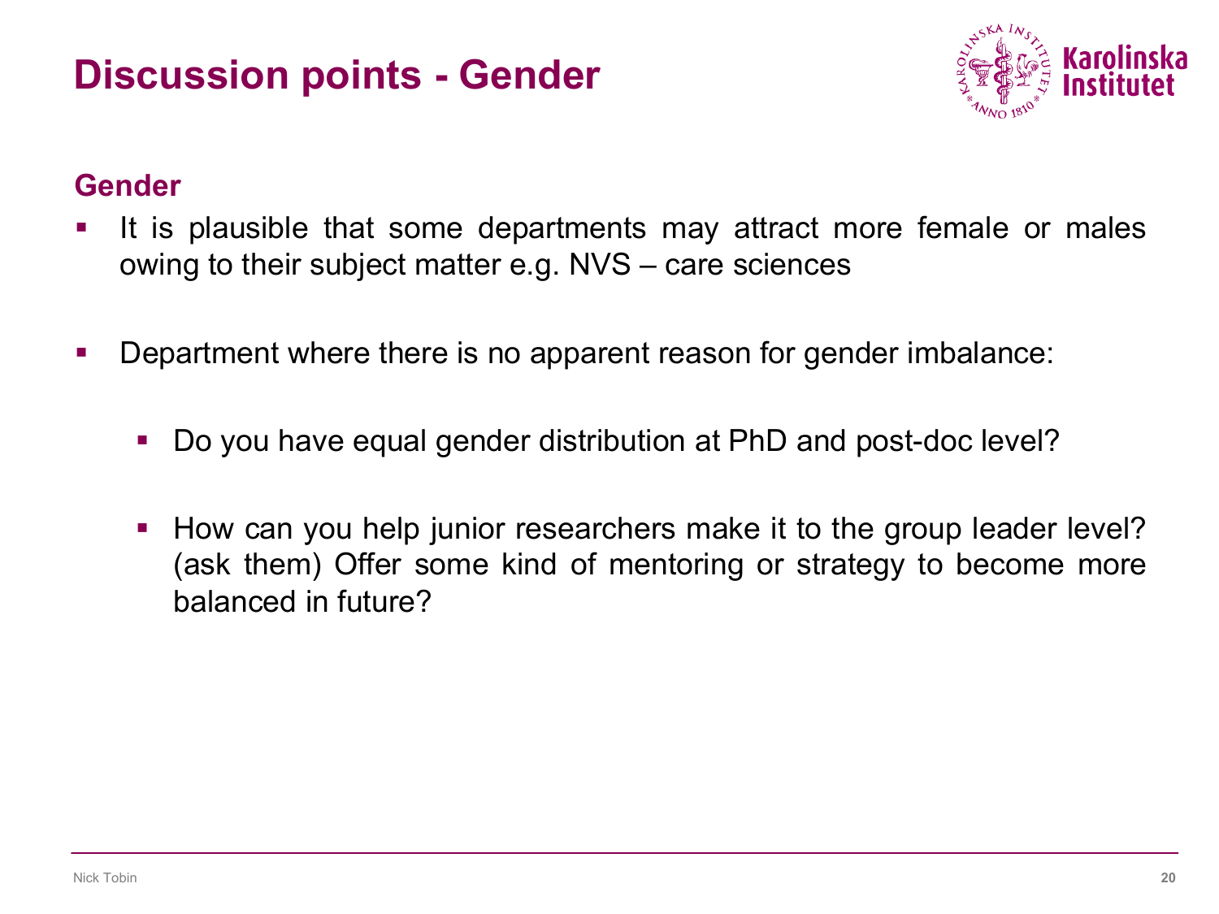# Discussion points - Gender

## Gender

- It is plausible that some departments may attract more female or males owing to their subject matter e.g. NVS – care sciences

- Department where there is no apparent reason for gender imbalance:

  - Do you have equal gender distribution at PhD and post-doc level?

  - How can you help junior researchers make it to the group leader level? (ask them) Offer some kind of mentoring or strategy to become more balanced in future?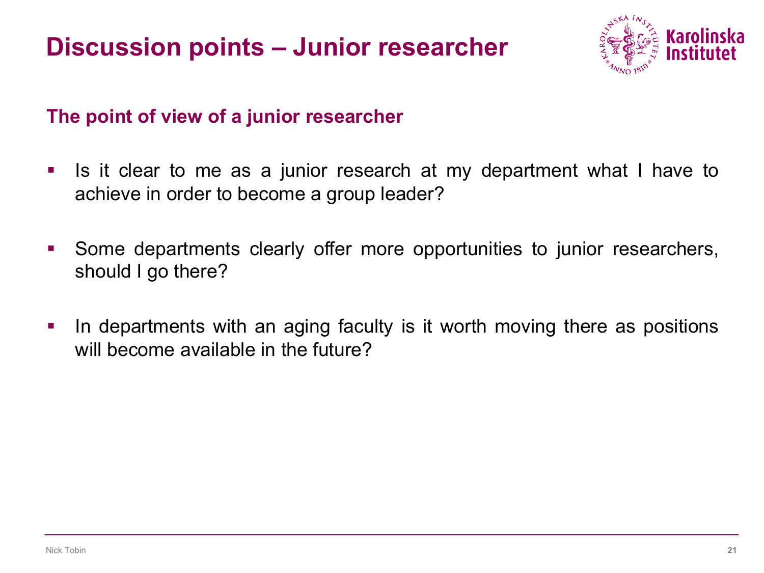# Discussion points – Junior researcher

## The point of view of a junior researcher

- Is it clear to me as a junior research at my department what I have to achieve in order to become a group leader?
- Some departments clearly offer more opportunities to junior researchers, should I go there?
- In departments with an aging faculty is it worth moving there as positions will become available in the future?